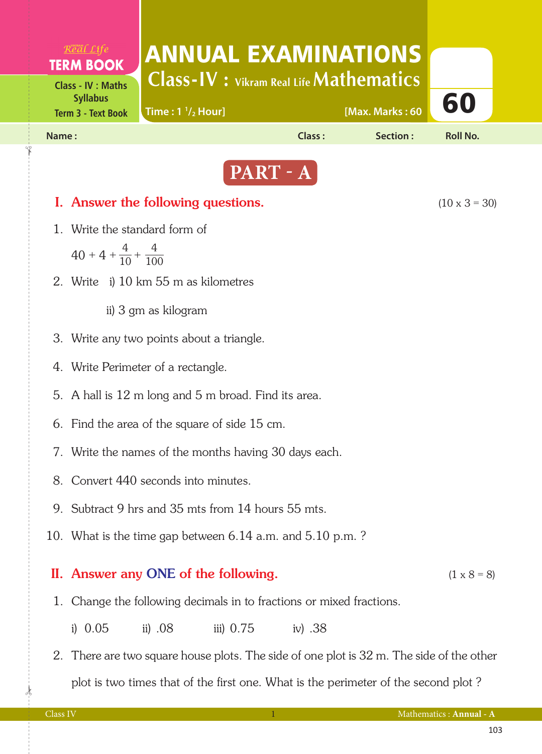Real Life
TERM BOOK

Class - IV : Maths Syllabus
Term 3 - Text Book

# ANNUAL EXAMINATIONS

## Class-IV : Vikram Real Life Mathematics

Time : 1 $^1/_2$ Hour] [Max. Marks : 60

60

Name : Class : Section : Roll No.

## PART - A

### I. Answer the following questions. (10 x 3 = 30)

1. Write the standard form of

   $40 + 4 + \frac{4}{10} + \frac{4}{100}$

2. Write i) 10 km 55 m as kilometres

   ii) 3 gm as kilogram

3. Write any two points about a triangle.

4. Write Perimeter of a rectangle.

5. A hall is 12 m long and 5 m broad. Find its area.

6. Find the area of the square of side 15 cm.

7. Write the names of the months having 30 days each.

8. Convert 440 seconds into minutes.

9. Subtract 9 hrs and 35 mts from 14 hours 55 mts.

10. What is the time gap between 6.14 a.m. and 5.10 p.m. ?

### II. Answer any ONE of the following. (1 x 8 = 8)

1. Change the following decimals in to fractions or mixed fractions.

   i) 0.05 ii) .08 iii) 0.75 iv) .38

2. There are two square house plots. The side of one plot is 32 m. The side of the other plot is two times that of the first one. What is the perimeter of the second plot ?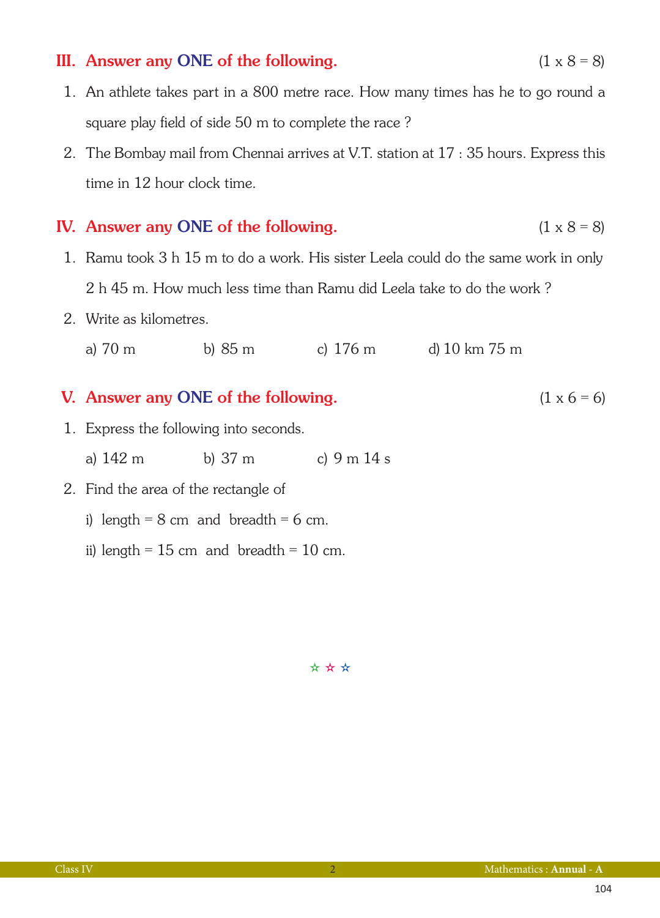## III. Answer any ONE of the following. (1 x 8 = 8)

1. An athlete takes part in a 800 metre race. How many times has he to go round a square play field of side 50 m to complete the race ?

2. The Bombay mail from Chennai arrives at V.T. station at 17 : 35 hours. Express this time in 12 hour clock time.

## IV. Answer any ONE of the following. (1 x 8 = 8)

1. Ramu took 3 h 15 m to do a work. His sister Leela could do the same work in only 2 h 45 m. How much less time than Ramu did Leela take to do the work ?

2. Write as kilometres.

   a) 70 m   b) 85 m   c) 176 m   d) 10 km 75 m

## V. Answer any ONE of the following. (1 x 6 = 6)

1. Express the following into seconds.

   a) 142 m   b) 37 m   c) 9 m 14 s

2. Find the area of the rectangle of

   i) length = 8 cm and breadth = 6 cm.

   ii) length = 15 cm and breadth = 10 cm.

☆ ☆ ☆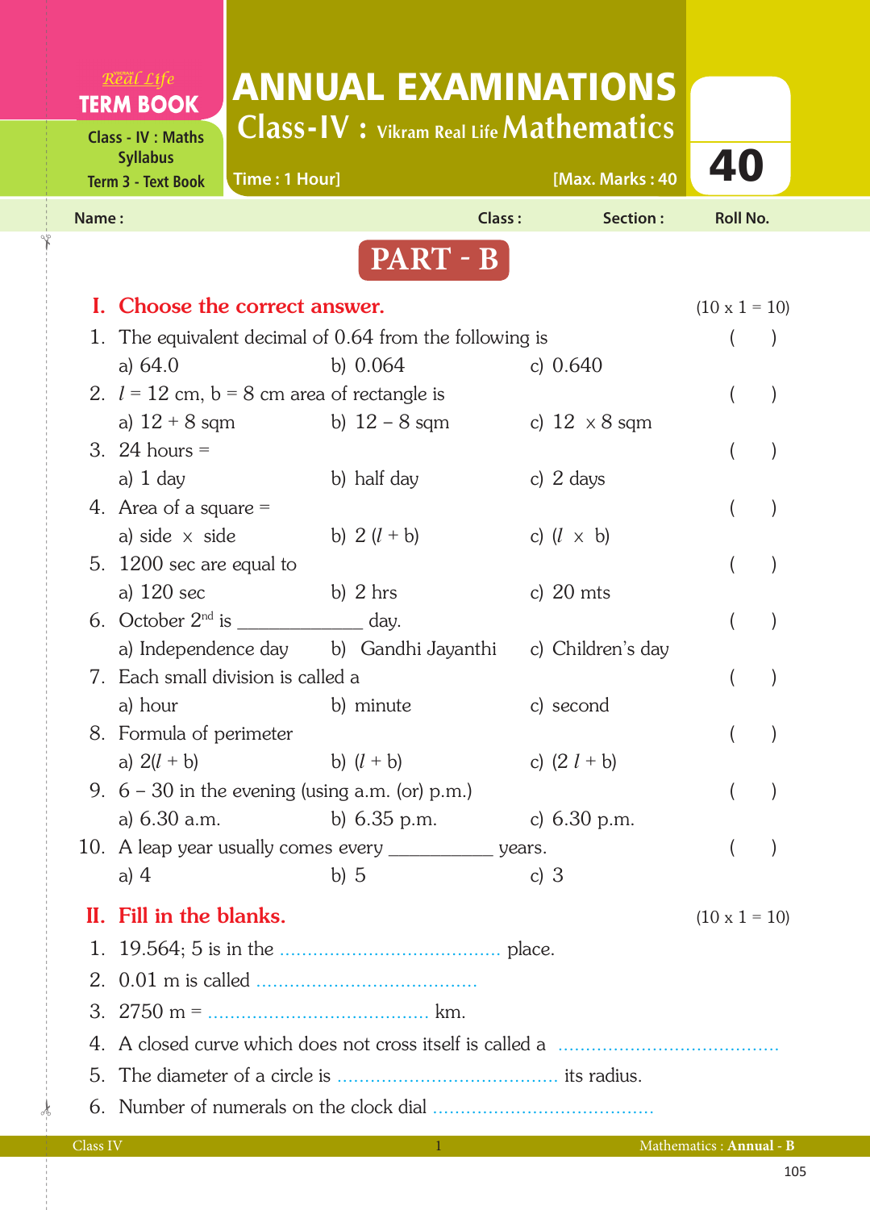Real Life
**TERM BOOK**
Class - IV : Maths Syllabus
Term 3 - Text Book

# ANNUAL EXAMINATIONS

## Class-IV : Vikram Real Life Mathematics

Time : 1 Hour] [Max. Marks : 40

**40**

Name : Class : Section : Roll No.

## PART - B

### I. Choose the correct answer. (10 x 1 = 10)

1. The equivalent decimal of 0.64 from the following is ( )
   a) 64.0 b) 0.064 c) 0.640
2. $l$ = 12 cm, b = 8 cm area of rectangle is ( )
   a) 12 + 8 sqm b) 12 – 8 sqm c) 12 × 8 sqm
3. 24 hours = ( )
   a) 1 day b) half day c) 2 days
4. Area of a square = ( )
   a) side × side b) 2 ($l$ + b) c) ($l$ × b)
5. 1200 sec are equal to ( )
   a) 120 sec b) 2 hrs c) 20 mts
6. October 2nd is ____________ day. ( )
   a) Independence day b) Gandhi Jayanthi c) Children's day
7. Each small division is called a ( )
   a) hour b) minute c) second
8. Formula of perimeter ( )
   a) 2($l$ + b) b) ($l$ + b) c) (2 $l$ + b)
9. 6 – 30 in the evening (using a.m. (or) p.m.) ( )
   a) 6.30 a.m. b) 6.35 p.m. c) 6.30 p.m.
10. A leap year usually comes every __________ years. ( )
    a) 4 b) 5 c) 3

### II. Fill in the blanks. (10 x 1 = 10)

1. 19.564; 5 is in the ...................................... place.
2. 0.01 m is called ......................................
3. 2750 m = ...................................... km.
4. A closed curve which does not cross itself is called a ......................................
5. The diameter of a circle is ...................................... its radius.
6. Number of numerals on the clock dial ......................................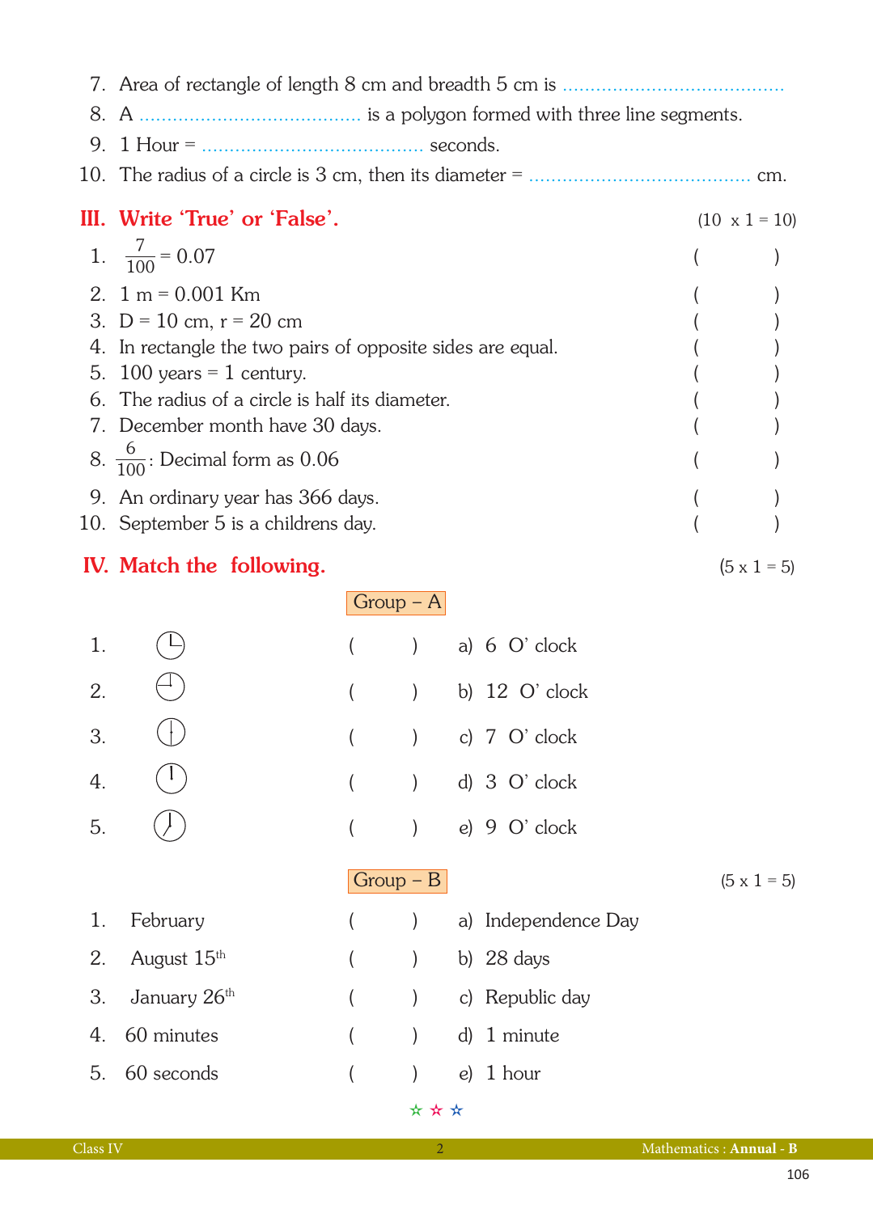7. Area of rectangle of length 8 cm and breadth 5 cm is ........................................
8. A ........................................ is a polygon formed with three line segments.
9. 1 Hour = ........................................ seconds.
10. The radius of a circle is 3 cm, then its diameter = ........................................ cm.

## III. Write 'True' or 'False'.

(10 x 1 = 10)

1. $\frac{7}{100} = 0.07$ (        )
2. 1 m = 0.001 Km (        )
3. D = 10 cm, r = 20 cm (        )
4. In rectangle the two pairs of opposite sides are equal. (        )
5. 100 years = 1 century. (        )
6. The radius of a circle is half its diameter. (        )
7. December month have 30 days. (        )
8. $\frac{6}{100}$ : Decimal form as 0.06 (        )
9. An ordinary year has 366 days. (        )
10. September 5 is a childrens day. (        )

## IV. Match the following.

(5 x 1 = 5)

**Group – A**

| | | | |
|---|---|---|---|
| 1. | (clock face) | (        ) | a) 6 O' clock |
| 2. | (clock face) | (        ) | b) 12 O' clock |
| 3. | (clock face) | (        ) | c) 7 O' clock |
| 4. | (clock face) | (        ) | d) 3 O' clock |
| 5. | (clock face) | (        ) | e) 9 O' clock |

**Group – B**

(5 x 1 = 5)

| | | | |
|---|---|---|---|
| 1. | February | (        ) | a) Independence Day |
| 2. | August 15th | (        ) | b) 28 days |
| 3. | January 26th | (        ) | c) Republic day |
| 4. | 60 minutes | (        ) | d) 1 minute |
| 5. | 60 seconds | (        ) | e) 1 hour |

☆ ☆ ☆